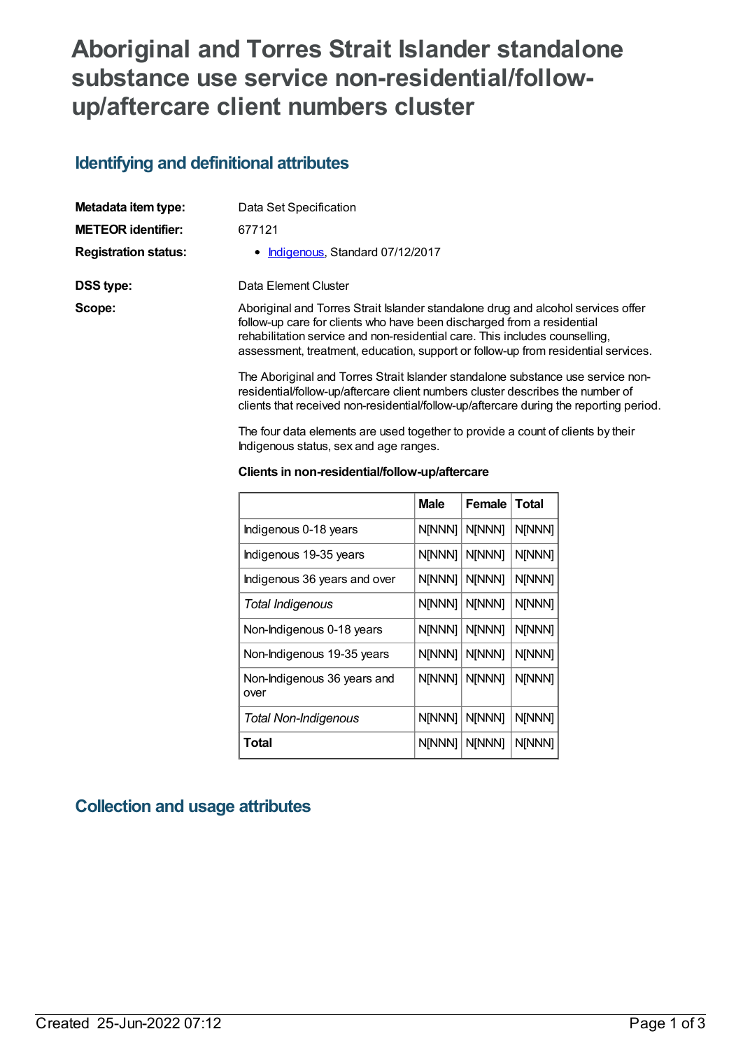# Aboriginal and Torres Strait Islander standalone substance use service non-residential/follow-up/aftercare client numbers cluster

## Identifying and definitional attributes

**Metadata item type:** Data Set Specification

**METEOR identifier:** 677121

**Registration status:**

- Indigenous, Standard 07/12/2017

**DSS type:** Data Element Cluster

**Scope:**

Aboriginal and Torres Strait Islander standalone drug and alcohol services offer follow-up care for clients who have been discharged from a residential rehabilitation service and non-residential care. This includes counselling, assessment, treatment, education, support or follow-up from residential services.

The Aboriginal and Torres Strait Islander standalone substance use service non-residential/follow-up/aftercare client numbers cluster describes the number of clients that received non-residential/follow-up/aftercare during the reporting period.

The four data elements are used together to provide a count of clients by their Indigenous status, sex and age ranges.

**Clients in non-residential/follow-up/aftercare**

| | Male | Female | Total |
|---|---|---|---|
| Indigenous 0-18 years | N[NNN] | N[NNN] | N[NNN] |
| Indigenous 19-35 years | N[NNN] | N[NNN] | N[NNN] |
| Indigenous 36 years and over | N[NNN] | N[NNN] | N[NNN] |
| *Total Indigenous* | N[NNN] | N[NNN] | N[NNN] |
| Non-Indigenous 0-18 years | N[NNN] | N[NNN] | N[NNN] |
| Non-Indigenous 19-35 years | N[NNN] | N[NNN] | N[NNN] |
| Non-Indigenous 36 years and over | N[NNN] | N[NNN] | N[NNN] |
| *Total Non-Indigenous* | N[NNN] | N[NNN] | N[NNN] |
| **Total** | N[NNN] | N[NNN] | N[NNN] |

## Collection and usage attributes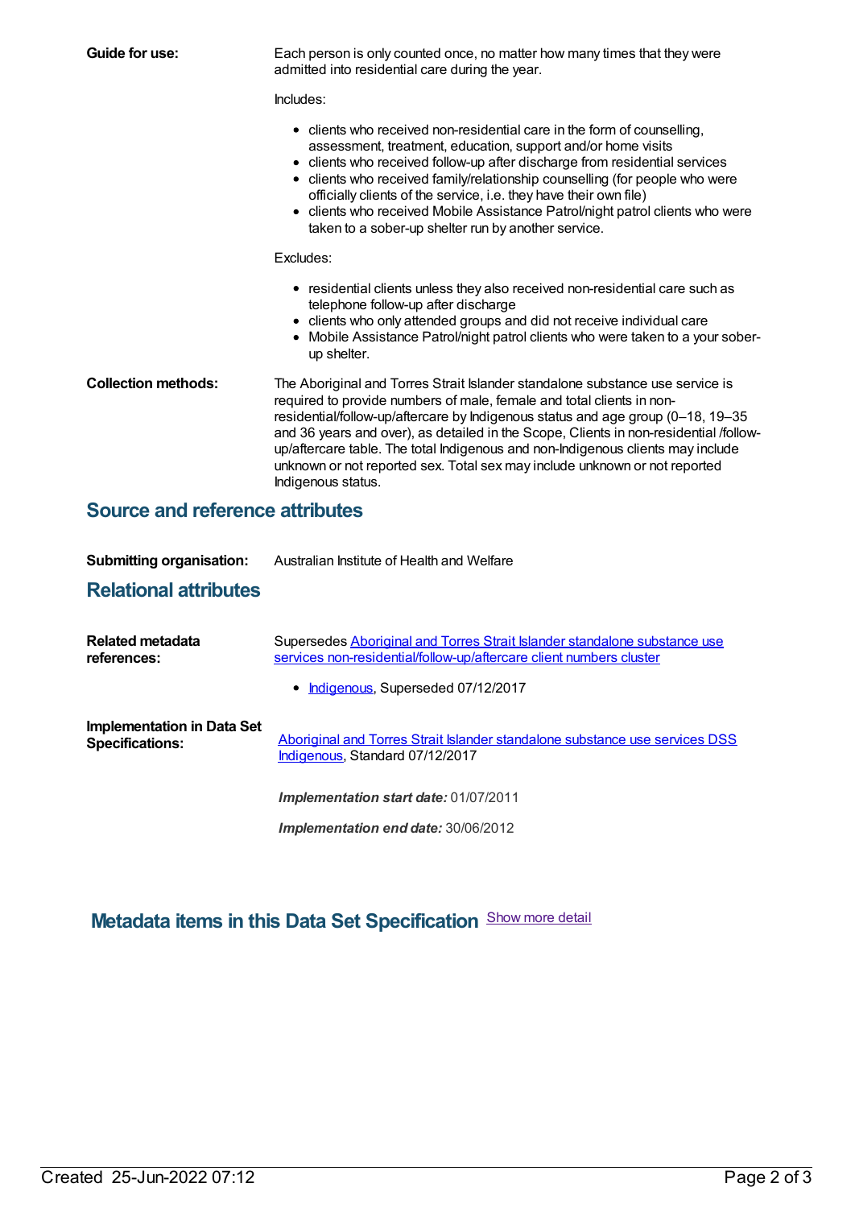**Guide for use:** Each person is only counted once, no matter how many times that they were admitted into residential care during the year.

Includes:

- clients who received non-residential care in the form of counselling, assessment, treatment, education, support and/or home visits
- clients who received follow-up after discharge from residential services
- clients who received family/relationship counselling (for people who were officially clients of the service, i.e. they have their own file)
- clients who received Mobile Assistance Patrol/night patrol clients who were taken to a sober-up shelter run by another service.

Excludes:

- residential clients unless they also received non-residential care such as telephone follow-up after discharge
- clients who only attended groups and did not receive individual care
- Mobile Assistance Patrol/night patrol clients who were taken to a your sober-up shelter.

**Collection methods:** The Aboriginal and Torres Strait Islander standalone substance use service is required to provide numbers of male, female and total clients in non-residential/follow-up/aftercare by Indigenous status and age group (0–18, 19–35 and 36 years and over), as detailed in the Scope, Clients in non-residential /follow-up/aftercare table. The total Indigenous and non-Indigenous clients may include unknown or not reported sex. Total sex may include unknown or not reported Indigenous status.

## Source and reference attributes

**Submitting organisation:** Australian Institute of Health and Welfare

## Relational attributes

**Related metadata references:** Supersedes Aboriginal and Torres Strait Islander standalone substance use services non-residential/follow-up/aftercare client numbers cluster

- Indigenous, Superseded 07/12/2017

**Implementation in Data Set Specifications:** Aboriginal and Torres Strait Islander standalone substance use services DSS Indigenous, Standard 07/12/2017

***Implementation start date:*** 01/07/2011

***Implementation end date:*** 30/06/2012

## Metadata items in this Data Set Specification Show more detail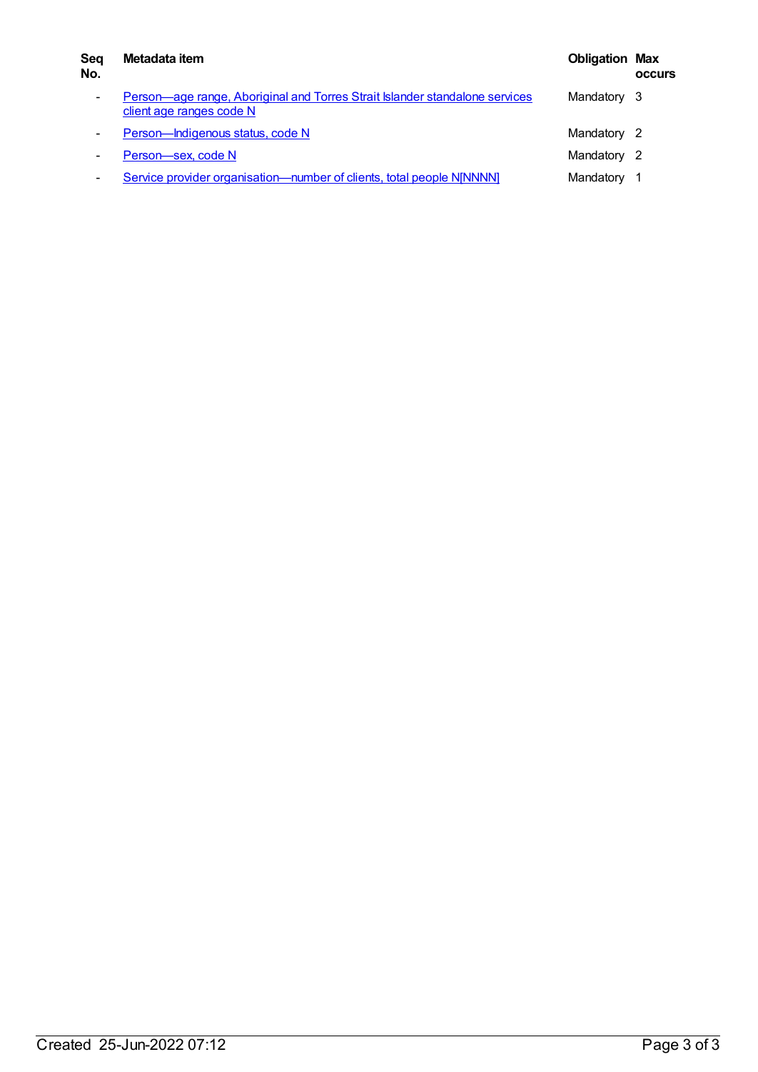| Seq No. | Metadata item | Obligation | Max occurs |
|---|---|---|---|
| - | Person—age range, Aboriginal and Torres Strait Islander standalone services client age ranges code N | Mandatory | 3 |
| - | Person—Indigenous status, code N | Mandatory | 2 |
| - | Person—sex, code N | Mandatory | 2 |
| - | Service provider organisation—number of clients, total people N[NNNN] | Mandatory | 1 |

Created 25-Jun-2022 07:12